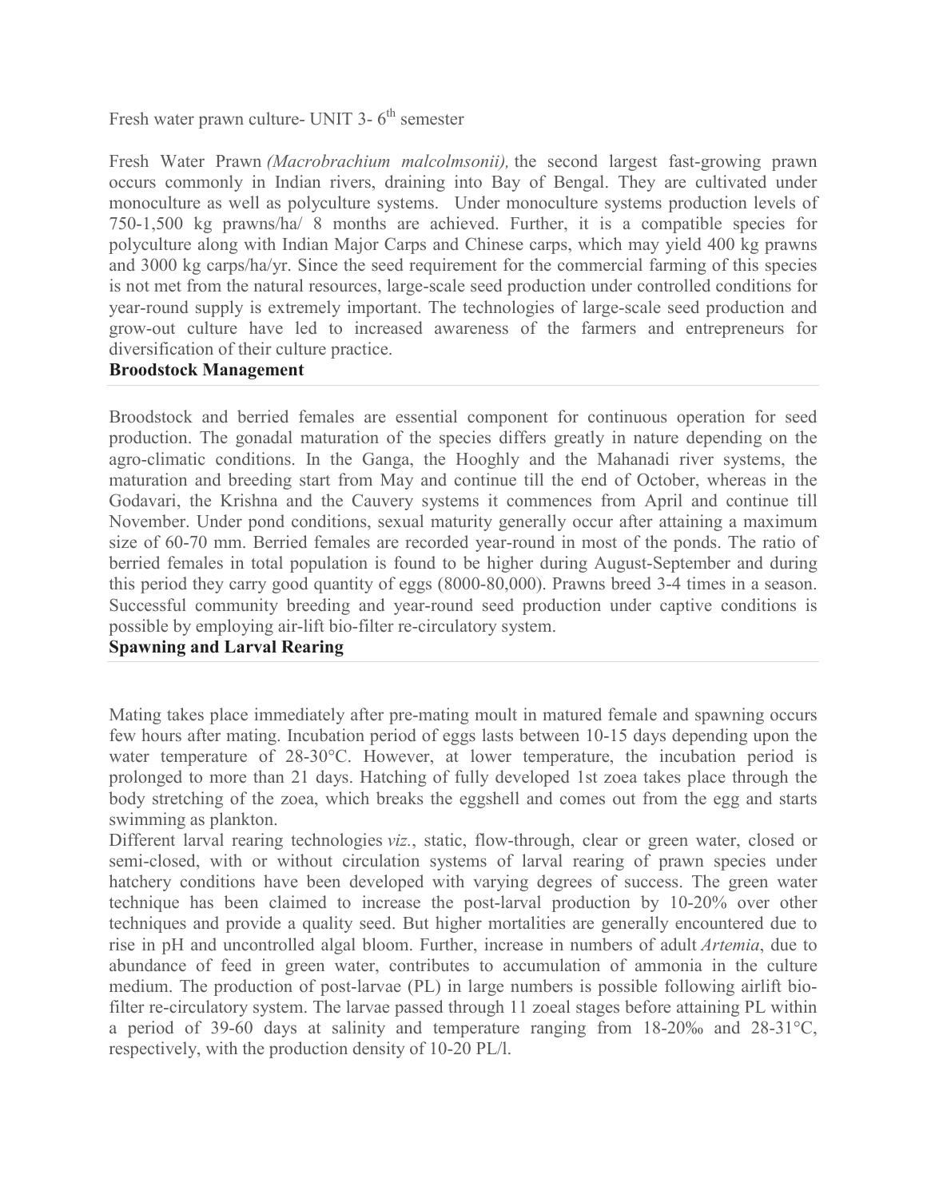Fresh water prawn culture- UNIT 3- 6th semester

Fresh Water Prawn *(Macrobrachium malcolmsonii),* the second largest fast-growing prawn occurs commonly in Indian rivers, draining into Bay of Bengal. They are cultivated under monoculture as well as polyculture systems. Under monoculture systems production levels of 750-1,500 kg prawns/ha/ 8 months are achieved. Further, it is a compatible species for polyculture along with Indian Major Carps and Chinese carps, which may yield 400 kg prawns and 3000 kg carps/ha/yr. Since the seed requirement for the commercial farming of this species is not met from the natural resources, large-scale seed production under controlled conditions for year-round supply is extremely important. The technologies of large-scale seed production and grow-out culture have led to increased awareness of the farmers and entrepreneurs for diversification of their culture practice.

**Broodstock Management**

Broodstock and berried females are essential component for continuous operation for seed production. The gonadal maturation of the species differs greatly in nature depending on the agro-climatic conditions. In the Ganga, the Hooghly and the Mahanadi river systems, the maturation and breeding start from May and continue till the end of October, whereas in the Godavari, the Krishna and the Cauvery systems it commences from April and continue till November. Under pond conditions, sexual maturity generally occur after attaining a maximum size of 60-70 mm. Berried females are recorded year-round in most of the ponds. The ratio of berried females in total population is found to be higher during August-September and during this period they carry good quantity of eggs (8000-80,000). Prawns breed 3-4 times in a season. Successful community breeding and year-round seed production under captive conditions is possible by employing air-lift bio-filter re-circulatory system.

**Spawning and Larval Rearing**

Mating takes place immediately after pre-mating moult in matured female and spawning occurs few hours after mating. Incubation period of eggs lasts between 10-15 days depending upon the water temperature of 28-30°C. However, at lower temperature, the incubation period is prolonged to more than 21 days. Hatching of fully developed 1st zoea takes place through the body stretching of the zoea, which breaks the eggshell and comes out from the egg and starts swimming as plankton.

Different larval rearing technologies *viz.*, static, flow-through, clear or green water, closed or semi-closed, with or without circulation systems of larval rearing of prawn species under hatchery conditions have been developed with varying degrees of success. The green water technique has been claimed to increase the post-larval production by 10-20% over other techniques and provide a quality seed. But higher mortalities are generally encountered due to rise in pH and uncontrolled algal bloom. Further, increase in numbers of adult *Artemia*, due to abundance of feed in green water, contributes to accumulation of ammonia in the culture medium. The production of post-larvae (PL) in large numbers is possible following airlift bio-filter re-circulatory system. The larvae passed through 11 zoeal stages before attaining PL within a period of 39-60 days at salinity and temperature ranging from 18-20‰ and 28-31°C, respectively, with the production density of 10-20 PL/l.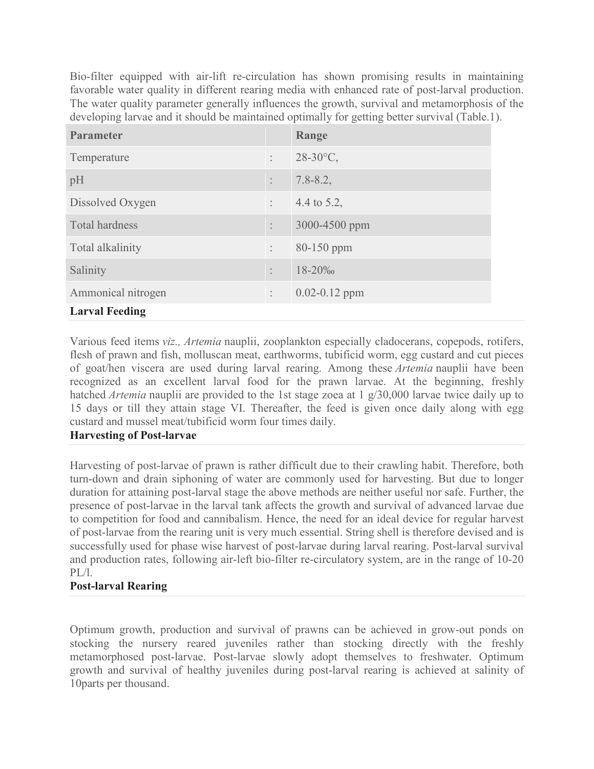Bio-filter equipped with air-lift re-circulation has shown promising results in maintaining favorable water quality in different rearing media with enhanced rate of post-larval production. The water quality parameter generally influences the growth, survival and metamorphosis of the developing larvae and it should be maintained optimally for getting better survival (Table.1).

| Parameter | | Range |
|---|---|---|
| Temperature | : | 28-30°C, |
| pH | : | 7.8-8.2, |
| Dissolved Oxygen | : | 4.4 to 5.2, |
| Total hardness | : | 3000-4500 ppm |
| Total alkalinity | : | 80-150 ppm |
| Salinity | : | 18-20‰ |
| Ammonical nitrogen | : | 0.02-0.12 ppm |

### Larval Feeding

Various feed items *viz., Artemia* nauplii, zooplankton especially cladocerans, copepods, rotifers, flesh of prawn and fish, molluscan meat, earthworms, tubificid worm, egg custard and cut pieces of goat/hen viscera are used during larval rearing. Among these *Artemia* nauplii have been recognized as an excellent larval food for the prawn larvae. At the beginning, freshly hatched *Artemia* nauplii are provided to the 1st stage zoea at 1 g/30,000 larvae twice daily up to 15 days or till they attain stage VI. Thereafter, the feed is given once daily along with egg custard and mussel meat/tubificid worm four times daily.

### Harvesting of Post-larvae

Harvesting of post-larvae of prawn is rather difficult due to their crawling habit. Therefore, both turn-down and drain siphoning of water are commonly used for harvesting. But due to longer duration for attaining post-larval stage the above methods are neither useful nor safe. Further, the presence of post-larvae in the larval tank affects the growth and survival of advanced larvae due to competition for food and cannibalism. Hence, the need for an ideal device for regular harvest of post-larvae from the rearing unit is very much essential. String shell is therefore devised and is successfully used for phase wise harvest of post-larvae during larval rearing. Post-larval survival and production rates, following air-left bio-filter re-circulatory system, are in the range of 10-20 PL/l.

### Post-larval Rearing

Optimum growth, production and survival of prawns can be achieved in grow-out ponds on stocking the nursery reared juveniles rather than stocking directly with the freshly metamorphosed post-larvae. Post-larvae slowly adopt themselves to freshwater. Optimum growth and survival of healthy juveniles during post-larval rearing is achieved at salinity of 10parts per thousand.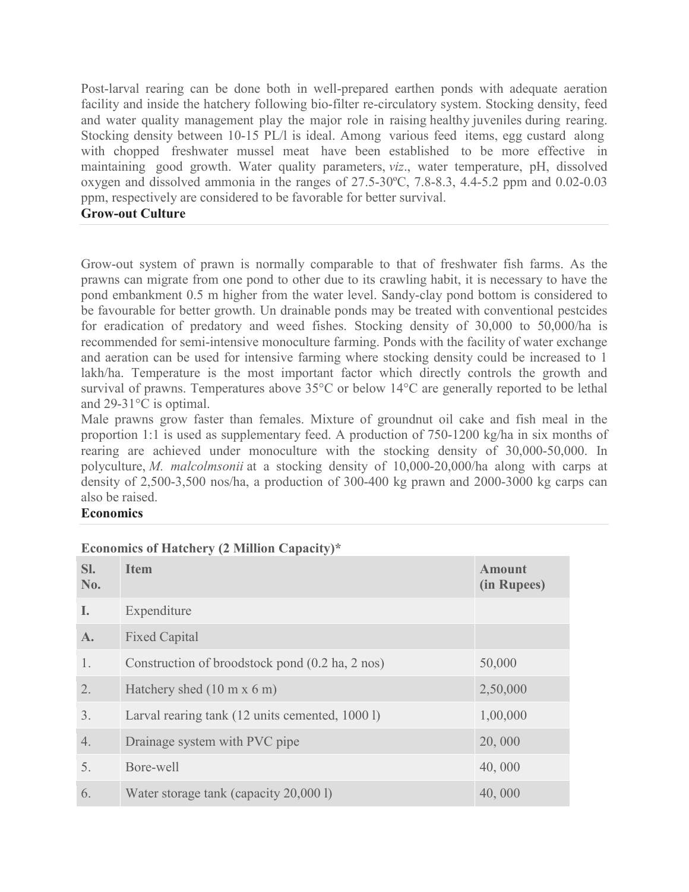Post-larval rearing can be done both in well-prepared earthen ponds with adequate aeration facility and inside the hatchery following bio-filter re-circulatory system. Stocking density, feed and water quality management play the major role in raising healthy juveniles during rearing. Stocking density between 10-15 PL/l is ideal. Among various feed items, egg custard along with chopped freshwater mussel meat have been established to be more effective in maintaining good growth. Water quality parameters, *viz*., water temperature, pH, dissolved oxygen and dissolved ammonia in the ranges of 27.5-30ºC, 7.8-8.3, 4.4-5.2 ppm and 0.02-0.03 ppm, respectively are considered to be favorable for better survival.

**Grow-out Culture**

Grow-out system of prawn is normally comparable to that of freshwater fish farms. As the prawns can migrate from one pond to other due to its crawling habit, it is necessary to have the pond embankment 0.5 m higher from the water level. Sandy-clay pond bottom is considered to be favourable for better growth. Un drainable ponds may be treated with conventional pestcides for eradication of predatory and weed fishes. Stocking density of 30,000 to 50,000/ha is recommended for semi-intensive monoculture farming. Ponds with the facility of water exchange and aeration can be used for intensive farming where stocking density could be increased to 1 lakh/ha. Temperature is the most important factor which directly controls the growth and survival of prawns. Temperatures above 35°C or below 14°C are generally reported to be lethal and 29-31°C is optimal.

Male prawns grow faster than females. Mixture of groundnut oil cake and fish meal in the proportion 1:1 is used as supplementary feed. A production of 750-1200 kg/ha in six months of rearing are achieved under monoculture with the stocking density of 30,000-50,000. In polyculture, *M. malcolmsonii* at a stocking density of 10,000-20,000/ha along with carps at density of 2,500-3,500 nos/ha, a production of 300-400 kg prawn and 2000-3000 kg carps can also be raised.

**Economics**

**Economics of Hatchery (2 Million Capacity)***

| Sl. No. | Item | Amount (in Rupees) |
|---|---|---|
| **I.** | Expenditure | |
| **A.** | Fixed Capital | |
| 1. | Construction of broodstock pond (0.2 ha, 2 nos) | 50,000 |
| 2. | Hatchery shed (10 m x 6 m) | 2,50,000 |
| 3. | Larval rearing tank (12 units cemented, 1000 l) | 1,00,000 |
| 4. | Drainage system with PVC pipe | 20, 000 |
| 5. | Bore-well | 40, 000 |
| 6. | Water storage tank (capacity 20,000 l) | 40, 000 |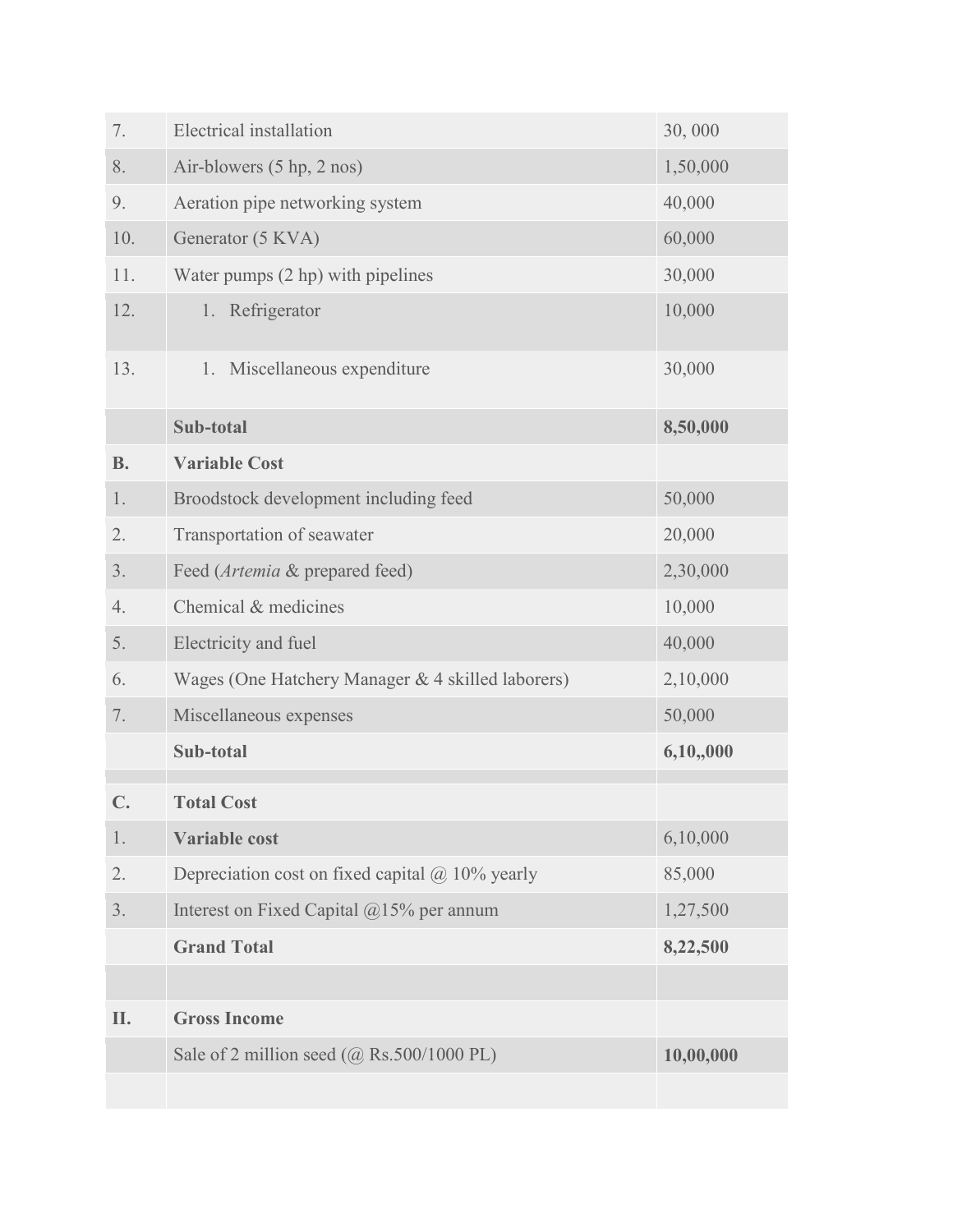| | | |
|---|---|---|
| 7. | Electrical installation | 30, 000 |
| 8. | Air-blowers (5 hp, 2 nos) | 1,50,000 |
| 9. | Aeration pipe networking system | 40,000 |
| 10. | Generator (5 KVA) | 60,000 |
| 11. | Water pumps (2 hp) with pipelines | 30,000 |
| 12. | 1. Refrigerator | 10,000 |
| 13. | 1. Miscellaneous expenditure | 30,000 |
| | **Sub-total** | **8,50,000** |
| **B.** | **Variable Cost** | |
| 1. | Broodstock development including feed | 50,000 |
| 2. | Transportation of seawater | 20,000 |
| 3. | Feed (*Artemia* & prepared feed) | 2,30,000 |
| 4. | Chemical & medicines | 10,000 |
| 5. | Electricity and fuel | 40,000 |
| 6. | Wages (One Hatchery Manager & 4 skilled laborers) | 2,10,000 |
| 7. | Miscellaneous expenses | 50,000 |
| | **Sub-total** | **6,10,,000** |
| | | |
| **C.** | **Total Cost** | |
| 1. | **Variable cost** | 6,10,000 |
| 2. | Depreciation cost on fixed capital @ 10% yearly | 85,000 |
| 3. | Interest on Fixed Capital @15% per annum | 1,27,500 |
| | **Grand Total** | **8,22,500** |
| | | |
| **II.** | **Gross Income** | |
| | Sale of 2 million seed (@ Rs.500/1000 PL) | **10,00,000** |
| | | |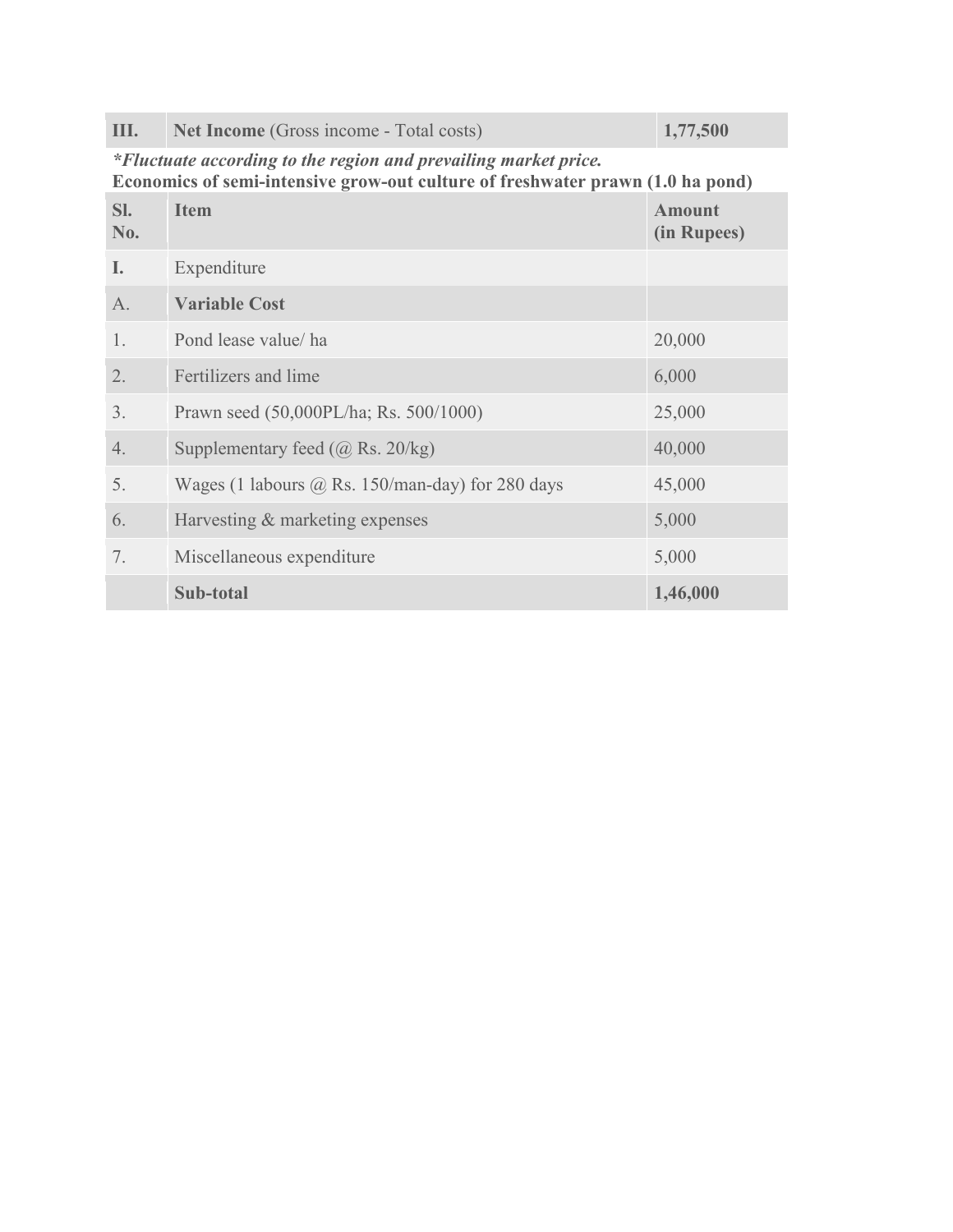| | | |
|---|---|---|
| **III.** | **Net Income** (Gross income - Total costs) | **1,77,500** |

***Fluctuate according to the region and prevailing market price.**

**Economics of semi-intensive grow-out culture of freshwater prawn (1.0 ha pond)**

| Sl. No. | Item | Amount (in Rupees) |
|---|---|---|
| **I.** | Expenditure | |
| A. | **Variable Cost** | |
| 1. | Pond lease value/ ha | 20,000 |
| 2. | Fertilizers and lime | 6,000 |
| 3. | Prawn seed (50,000PL/ha; Rs. 500/1000) | 25,000 |
| 4. | Supplementary feed (@ Rs. 20/kg) | 40,000 |
| 5. | Wages (1 labours @ Rs. 150/man-day) for 280 days | 45,000 |
| 6. | Harvesting & marketing expenses | 5,000 |
| 7. | Miscellaneous expenditure | 5,000 |
| | **Sub-total** | **1,46,000** |